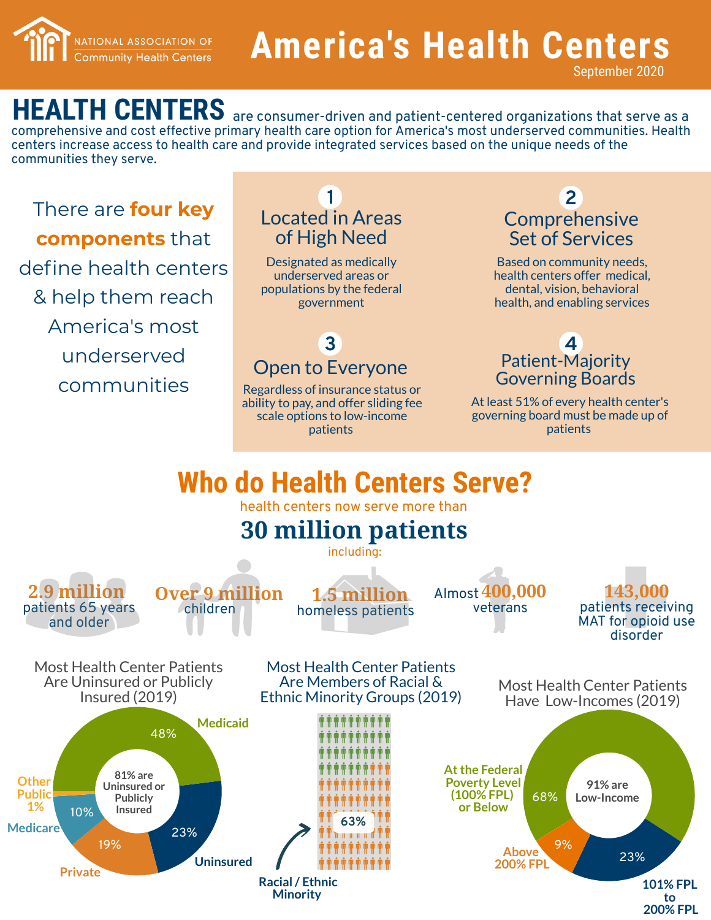NATIONAL ASSOCIATION OF Community Health Centers

# America's Health Centers

September 2020

**HEALTH CENTERS** are consumer-driven and patient-centered organizations that serve as a comprehensive and cost effective primary health care option for America's most underserved communities. Health centers increase access to health care and provide integrated services based on the unique needs of the communities they serve.

There are **four key components** that define health centers & help them reach America's most underserved communities

**1. Located in Areas of High Need**

Designated as medically underserved areas or populations by the federal government

**2. Comprehensive Set of Services**

Based on community needs, health centers offer medical, dental, vision, behavioral health, and enabling services

**3. Open to Everyone**

Regardless of insurance status or ability to pay, and offer sliding fee scale options to low-income patients

**4. Patient-Majority Governing Boards**

At least 51% of every health center's governing board must be made up of patients

## Who do Health Centers Serve?

health centers now serve more than

**30 million patients**

including:

- **2.9 million** patients 65 years and older
- **Over 9 million** children
- **1.5 million** homeless patients
- Almost **400,000** veterans
- **143,000** patients receiving MAT for opioid use disorder

### Most Health Center Patients Are Uninsured or Publicly Insured (2019)

81% are Uninsured or Publicly Insured

| Category | Percent |
|---|---|
| Medicaid | 48% |
| Uninsured | 23% |
| Private | 19% |
| Medicare | 10% |
| Other Public | 1% |

### Most Health Center Patients Are Members of Racial & Ethnic Minority Groups (2019)

63% Racial / Ethnic Minority

### Most Health Center Patients Have Low-Incomes (2019)

91% are Low-Income

| Category | Percent |
|---|---|
| At the Federal Poverty Level (100% FPL) or Below | 68% |
| 101% FPL to 200% FPL | 23% |
| Above 200% FPL | 9% |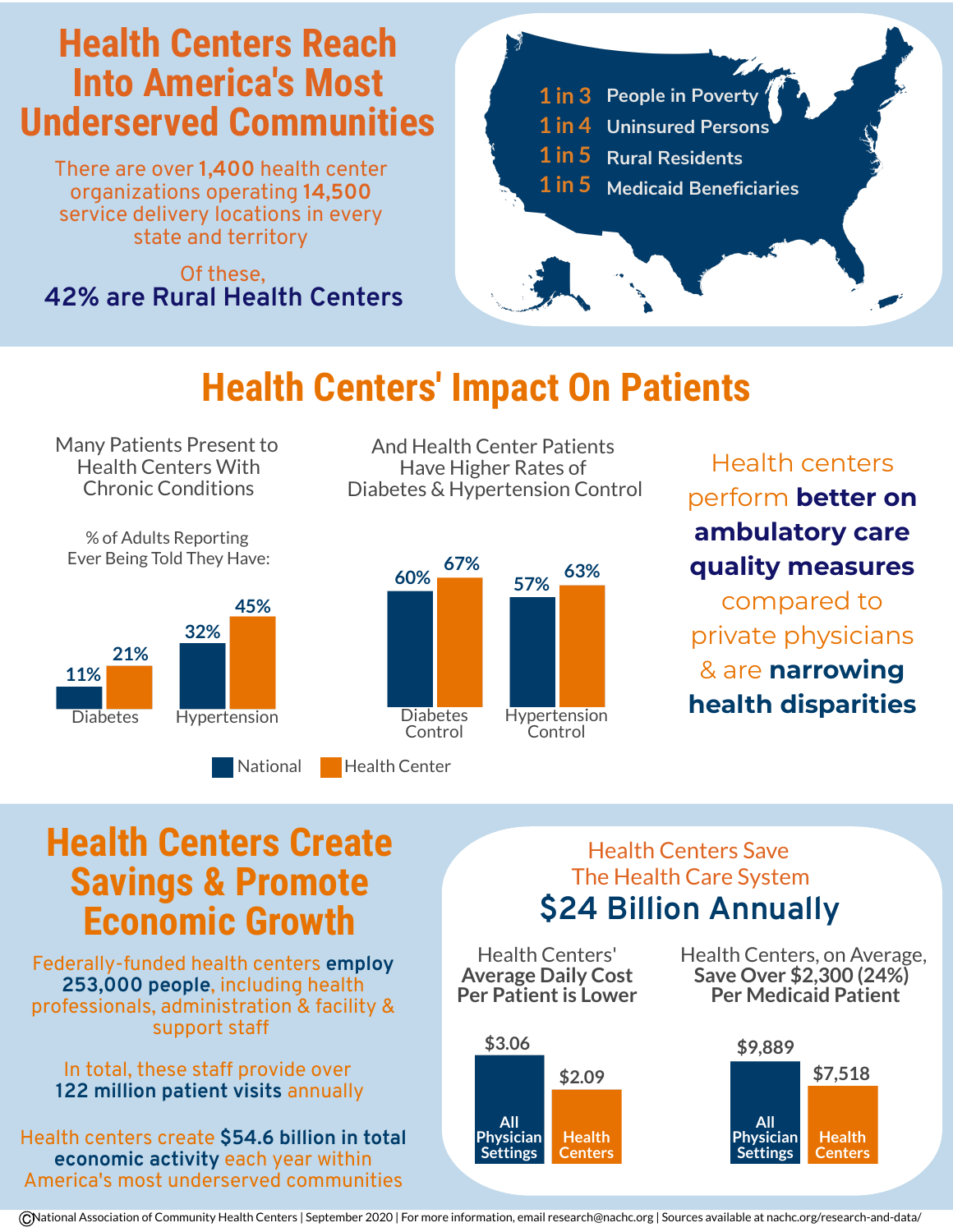# Health Centers Reach Into America's Most Underserved Communities

There are over **1,400** health center organizations operating **14,500** service delivery locations in every state and territory

Of these,
**42% are Rural Health Centers**

**1 in 3** People in Poverty
**1 in 4** Uninsured Persons
**1 in 5** Rural Residents
**1 in 5** Medicaid Beneficiaries

## Health Centers' Impact On Patients

Many Patients Present to Health Centers With Chronic Conditions

% of Adults Reporting Ever Being Told They Have:

11%
21%
Diabetes
32%
45%
Hypertension

And Health Center Patients Have Higher Rates of Diabetes & Hypertension Control

60%
67%
Diabetes Control
57%
63%
Hypertension Control

National
Health Center

Health centers perform **better on ambulatory care quality measures** compared to private physicians & are **narrowing health disparities**

## Health Centers Create Savings & Promote Economic Growth

Federally-funded health centers **employ 253,000 people**, including health professionals, administration & facility & support staff

In total, these staff provide over **122 million patient visits** annually

Health centers create **$54.6 billion in total economic activity** each year within America's most underserved communities

Health Centers Save The Health Care System
**$24 Billion Annually**

Health Centers' **Average Daily Cost Per Patient is Lower**

$3.06
All Physician Settings
$2.09
Health Centers

Health Centers, on Average, **Save Over $2,300 (24%) Per Medicaid Patient**

$9,889
All Physician Settings
$7,518
Health Centers

©National Association of Community Health Centers | September 2020 | For more information, email research@nachc.org | Sources available at nachc.org/research-and-data/